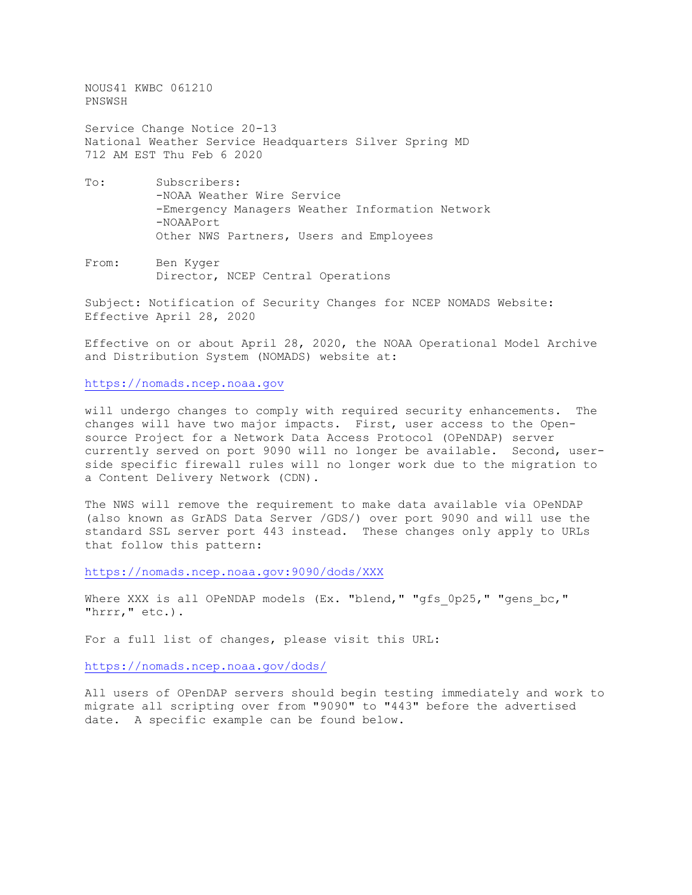NOUS41 KWBC 061210
PNSWSH

Service Change Notice 20-13
National Weather Service Headquarters Silver Spring MD
712 AM EST Thu Feb 6 2020

To: Subscribers:
-NOAA Weather Wire Service
-Emergency Managers Weather Information Network
-NOAAPort
Other NWS Partners, Users and Employees

From: Ben Kyger
Director, NCEP Central Operations

Subject: Notification of Security Changes for NCEP NOMADS Website:
Effective April 28, 2020

Effective on or about April 28, 2020, the NOAA Operational Model Archive and Distribution System (NOMADS) website at:

https://nomads.ncep.noaa.gov

will undergo changes to comply with required security enhancements. The changes will have two major impacts. First, user access to the Open-source Project for a Network Data Access Protocol (OPeNDAP) server currently served on port 9090 will no longer be available. Second, user-side specific firewall rules will no longer work due to the migration to a Content Delivery Network (CDN).

The NWS will remove the requirement to make data available via OPeNDAP (also known as GrADS Data Server /GDS/) over port 9090 and will use the standard SSL server port 443 instead. These changes only apply to URLs that follow this pattern:

https://nomads.ncep.noaa.gov:9090/dods/XXX

Where XXX is all OPeNDAP models (Ex. "blend," "gfs_0p25," "gens_bc," "hrrr," etc.).

For a full list of changes, please visit this URL:

https://nomads.ncep.noaa.gov/dods/

All users of OPenDAP servers should begin testing immediately and work to migrate all scripting over from "9090" to "443" before the advertised date. A specific example can be found below.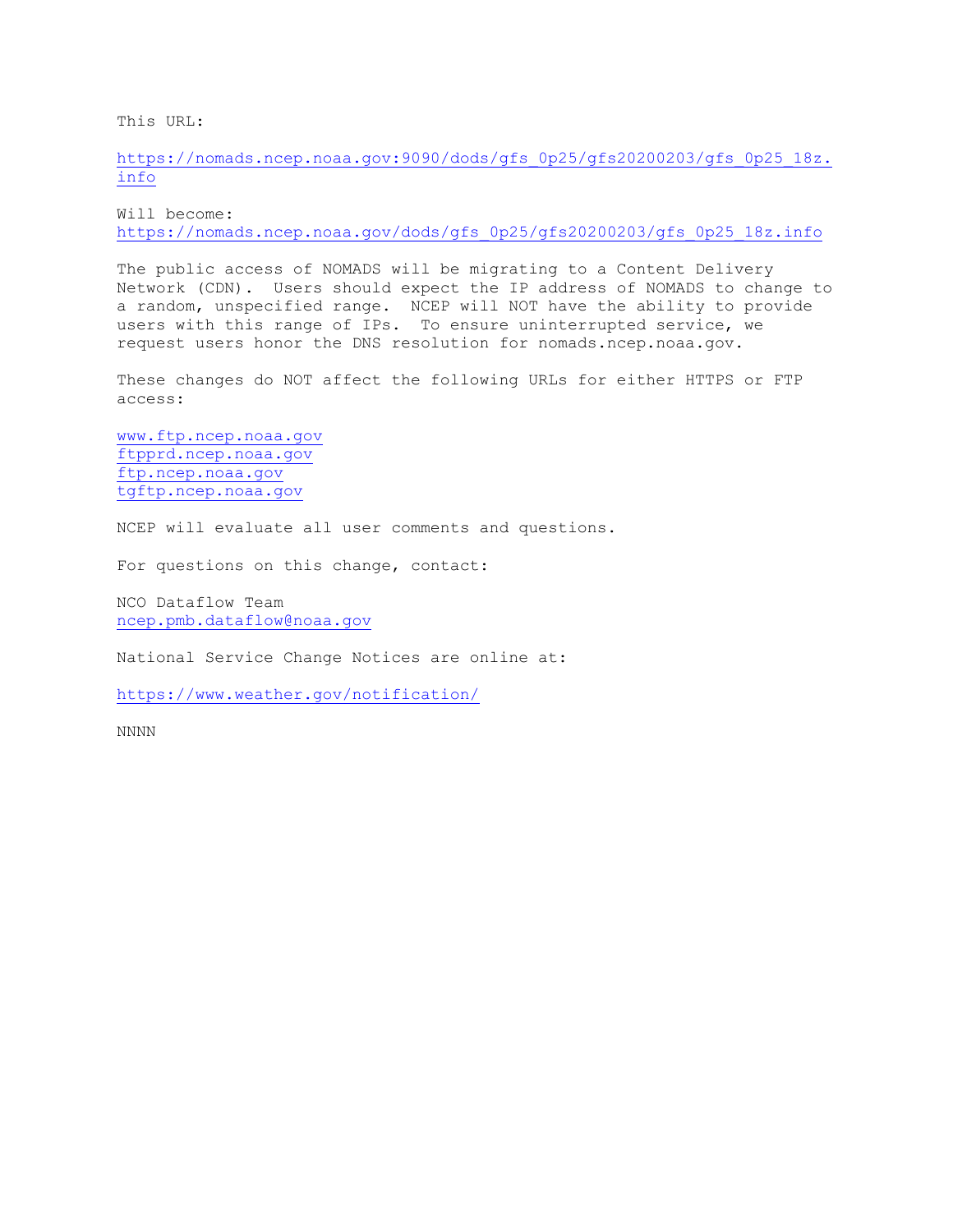This URL:

https://nomads.ncep.noaa.gov:9090/dods/gfs_0p25/gfs20200203/gfs_0p25_18z.info

Will become:
https://nomads.ncep.noaa.gov/dods/gfs_0p25/gfs20200203/gfs_0p25_18z.info

The public access of NOMADS will be migrating to a Content Delivery Network (CDN). Users should expect the IP address of NOMADS to change to a random, unspecified range. NCEP will NOT have the ability to provide users with this range of IPs. To ensure uninterrupted service, we request users honor the DNS resolution for nomads.ncep.noaa.gov.

These changes do NOT affect the following URLs for either HTTPS or FTP access:

www.ftp.ncep.noaa.gov
ftpprd.ncep.noaa.gov
ftp.ncep.noaa.gov
tgftp.ncep.noaa.gov

NCEP will evaluate all user comments and questions.

For questions on this change, contact:

NCO Dataflow Team
ncep.pmb.dataflow@noaa.gov

National Service Change Notices are online at:

https://www.weather.gov/notification/

NNNN